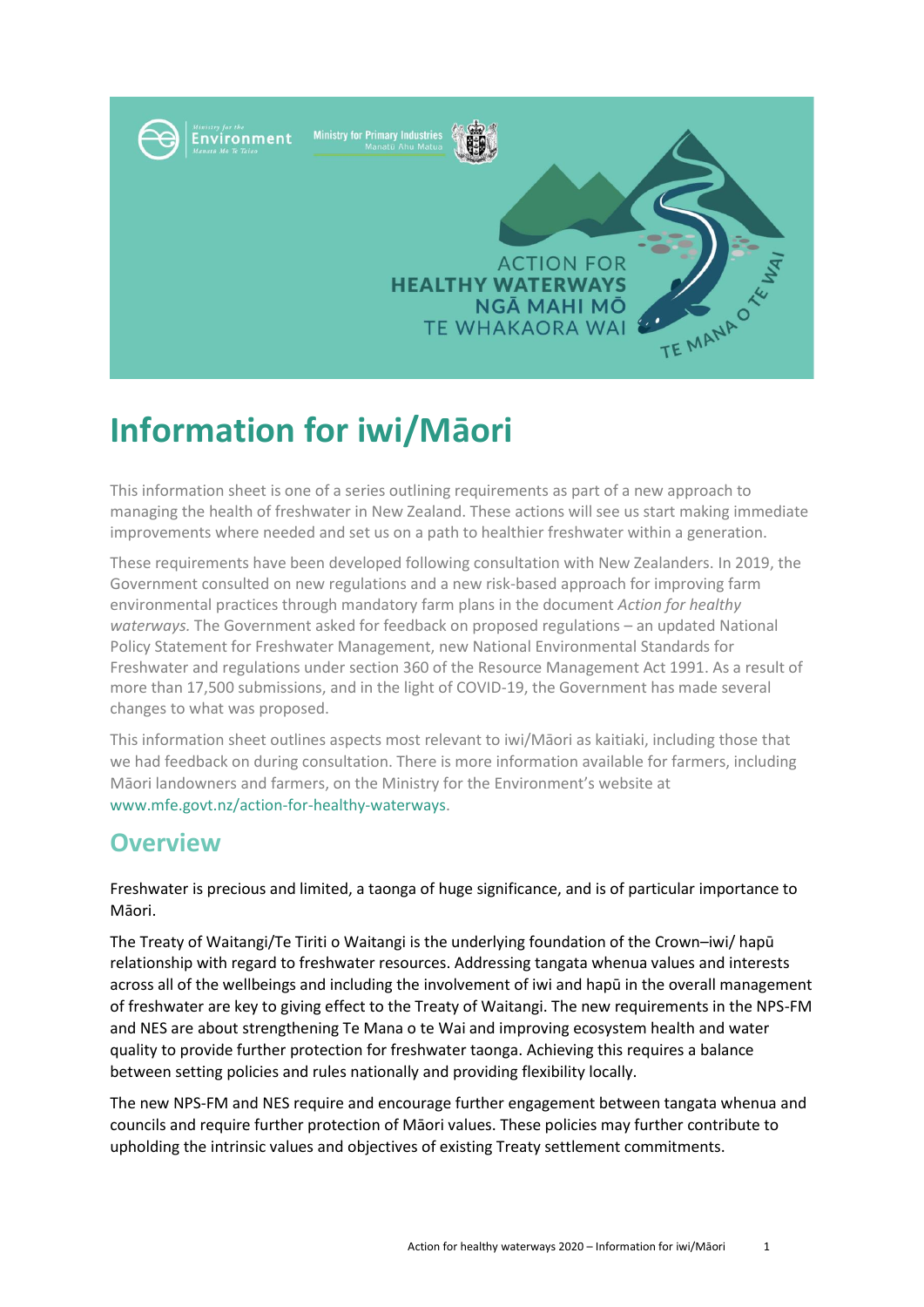Ministry for the Environment — Manatū Mō Te Taiao
Ministry for Primary Industries — Manatū Ahu Matua

ACTION FOR HEALTHY WATERWAYS
NGĀ MAHI MŌ TE WHAKAORA WAI

TE MANA O TE WAI

# Information for iwi/Māori

This information sheet is one of a series outlining requirements as part of a new approach to managing the health of freshwater in New Zealand. These actions will see us start making immediate improvements where needed and set us on a path to healthier freshwater within a generation.

These requirements have been developed following consultation with New Zealanders. In 2019, the Government consulted on new regulations and a new risk-based approach for improving farm environmental practices through mandatory farm plans in the document *Action for healthy waterways.* The Government asked for feedback on proposed regulations – an updated National Policy Statement for Freshwater Management, new National Environmental Standards for Freshwater and regulations under section 360 of the Resource Management Act 1991. As a result of more than 17,500 submissions, and in the light of COVID-19, the Government has made several changes to what was proposed.

This information sheet outlines aspects most relevant to iwi/Māori as kaitiaki, including those that we had feedback on during consultation. There is more information available for farmers, including Māori landowners and farmers, on the Ministry for the Environment's website at www.mfe.govt.nz/action-for-healthy-waterways.

## Overview

Freshwater is precious and limited, a taonga of huge significance, and is of particular importance to Māori.

The Treaty of Waitangi/Te Tiriti o Waitangi is the underlying foundation of the Crown–iwi/ hapū relationship with regard to freshwater resources. Addressing tangata whenua values and interests across all of the wellbeings and including the involvement of iwi and hapū in the overall management of freshwater are key to giving effect to the Treaty of Waitangi. The new requirements in the NPS-FM and NES are about strengthening Te Mana o te Wai and improving ecosystem health and water quality to provide further protection for freshwater taonga. Achieving this requires a balance between setting policies and rules nationally and providing flexibility locally.

The new NPS-FM and NES require and encourage further engagement between tangata whenua and councils and require further protection of Māori values. These policies may further contribute to upholding the intrinsic values and objectives of existing Treaty settlement commitments.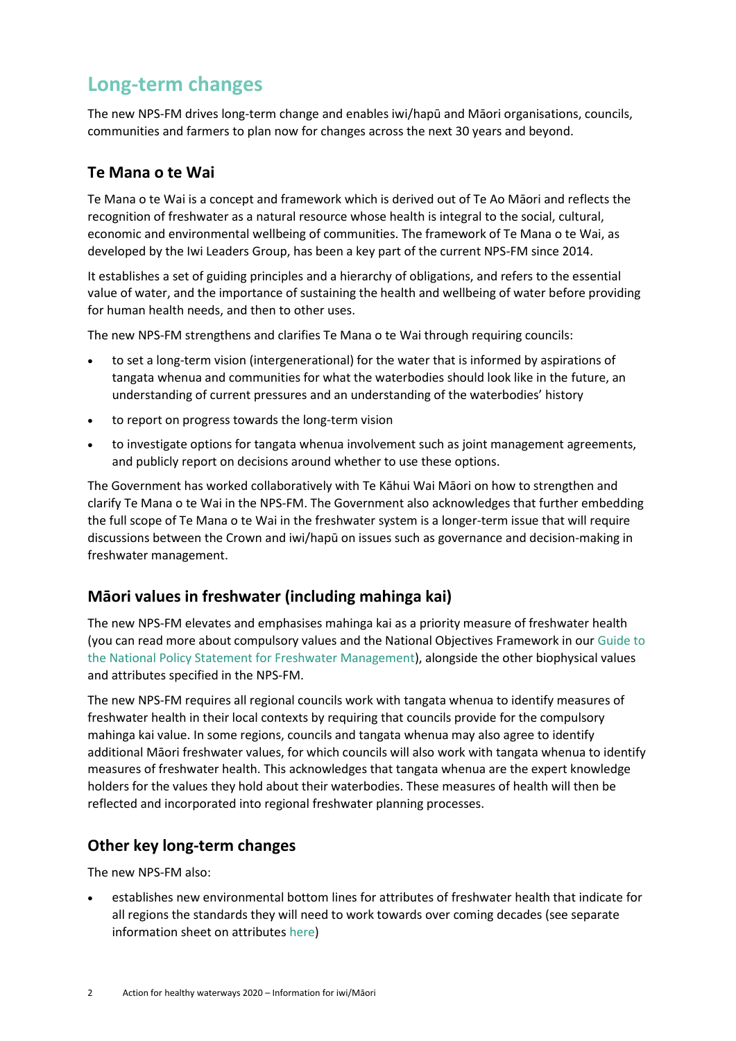# Long-term changes

The new NPS-FM drives long-term change and enables iwi/hapū and Māori organisations, councils, communities and farmers to plan now for changes across the next 30 years and beyond.

## Te Mana o te Wai

Te Mana o te Wai is a concept and framework which is derived out of Te Ao Māori and reflects the recognition of freshwater as a natural resource whose health is integral to the social, cultural, economic and environmental wellbeing of communities. The framework of Te Mana o te Wai, as developed by the Iwi Leaders Group, has been a key part of the current NPS-FM since 2014.

It establishes a set of guiding principles and a hierarchy of obligations, and refers to the essential value of water, and the importance of sustaining the health and wellbeing of water before providing for human health needs, and then to other uses.

The new NPS-FM strengthens and clarifies Te Mana o te Wai through requiring councils:

- to set a long-term vision (intergenerational) for the water that is informed by aspirations of tangata whenua and communities for what the waterbodies should look like in the future, an understanding of current pressures and an understanding of the waterbodies' history
- to report on progress towards the long-term vision
- to investigate options for tangata whenua involvement such as joint management agreements, and publicly report on decisions around whether to use these options.

The Government has worked collaboratively with Te Kāhui Wai Māori on how to strengthen and clarify Te Mana o te Wai in the NPS-FM. The Government also acknowledges that further embedding the full scope of Te Mana o te Wai in the freshwater system is a longer-term issue that will require discussions between the Crown and iwi/hapū on issues such as governance and decision-making in freshwater management.

## Māori values in freshwater (including mahinga kai)

The new NPS-FM elevates and emphasises mahinga kai as a priority measure of freshwater health (you can read more about compulsory values and the National Objectives Framework in our Guide to the National Policy Statement for Freshwater Management), alongside the other biophysical values and attributes specified in the NPS-FM.

The new NPS-FM requires all regional councils work with tangata whenua to identify measures of freshwater health in their local contexts by requiring that councils provide for the compulsory mahinga kai value. In some regions, councils and tangata whenua may also agree to identify additional Māori freshwater values, for which councils will also work with tangata whenua to identify measures of freshwater health. This acknowledges that tangata whenua are the expert knowledge holders for the values they hold about their waterbodies. These measures of health will then be reflected and incorporated into regional freshwater planning processes.

## Other key long-term changes

The new NPS-FM also:

- establishes new environmental bottom lines for attributes of freshwater health that indicate for all regions the standards they will need to work towards over coming decades (see separate information sheet on attributes here)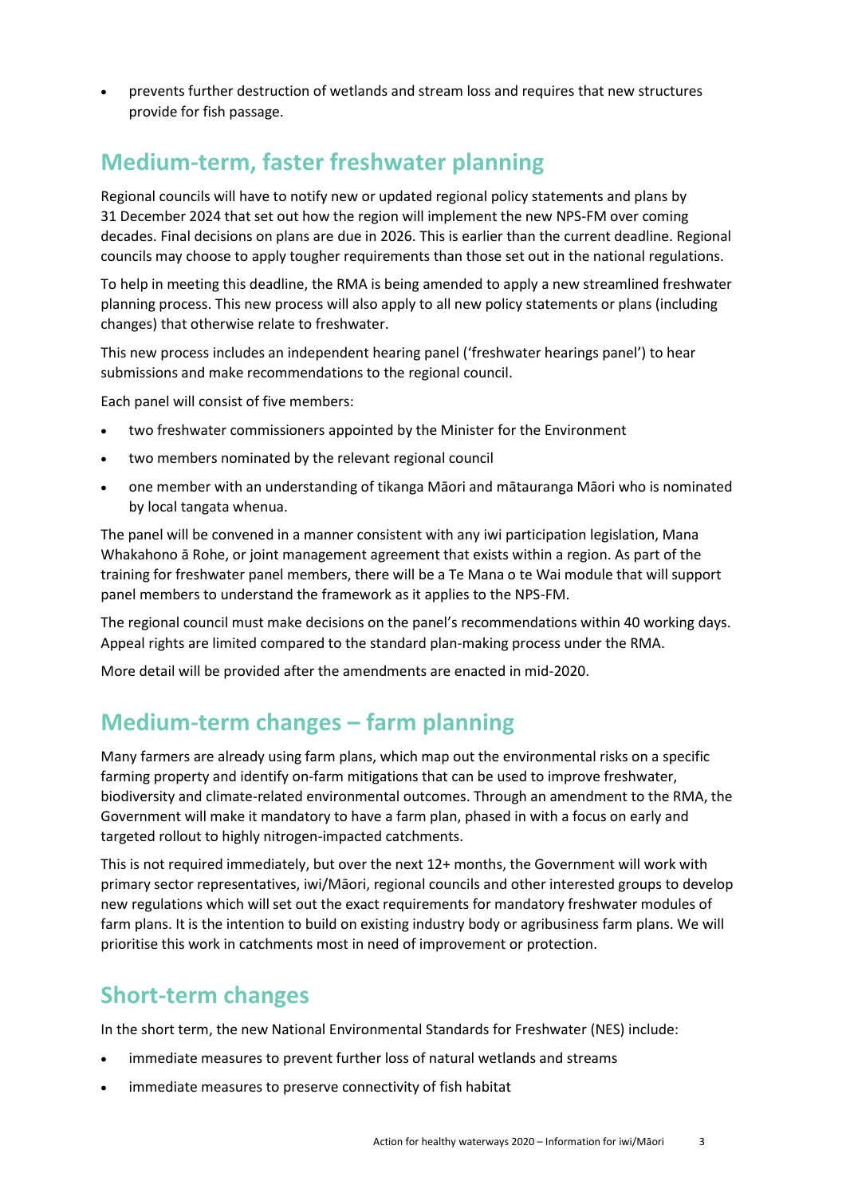- prevents further destruction of wetlands and stream loss and requires that new structures provide for fish passage.

## Medium-term, faster freshwater planning

Regional councils will have to notify new or updated regional policy statements and plans by 31 December 2024 that set out how the region will implement the new NPS-FM over coming decades. Final decisions on plans are due in 2026. This is earlier than the current deadline. Regional councils may choose to apply tougher requirements than those set out in the national regulations.

To help in meeting this deadline, the RMA is being amended to apply a new streamlined freshwater planning process. This new process will also apply to all new policy statements or plans (including changes) that otherwise relate to freshwater.

This new process includes an independent hearing panel ('freshwater hearings panel') to hear submissions and make recommendations to the regional council.

Each panel will consist of five members:

- two freshwater commissioners appointed by the Minister for the Environment
- two members nominated by the relevant regional council
- one member with an understanding of tikanga Māori and mātauranga Māori who is nominated by local tangata whenua.

The panel will be convened in a manner consistent with any iwi participation legislation, Mana Whakahono ā Rohe, or joint management agreement that exists within a region. As part of the training for freshwater panel members, there will be a Te Mana o te Wai module that will support panel members to understand the framework as it applies to the NPS-FM.

The regional council must make decisions on the panel's recommendations within 40 working days. Appeal rights are limited compared to the standard plan-making process under the RMA.

More detail will be provided after the amendments are enacted in mid-2020.

## Medium-term changes – farm planning

Many farmers are already using farm plans, which map out the environmental risks on a specific farming property and identify on-farm mitigations that can be used to improve freshwater, biodiversity and climate-related environmental outcomes. Through an amendment to the RMA, the Government will make it mandatory to have a farm plan, phased in with a focus on early and targeted rollout to highly nitrogen-impacted catchments.

This is not required immediately, but over the next 12+ months, the Government will work with primary sector representatives, iwi/Māori, regional councils and other interested groups to develop new regulations which will set out the exact requirements for mandatory freshwater modules of farm plans. It is the intention to build on existing industry body or agribusiness farm plans. We will prioritise this work in catchments most in need of improvement or protection.

## Short-term changes

In the short term, the new National Environmental Standards for Freshwater (NES) include:

- immediate measures to prevent further loss of natural wetlands and streams
- immediate measures to preserve connectivity of fish habitat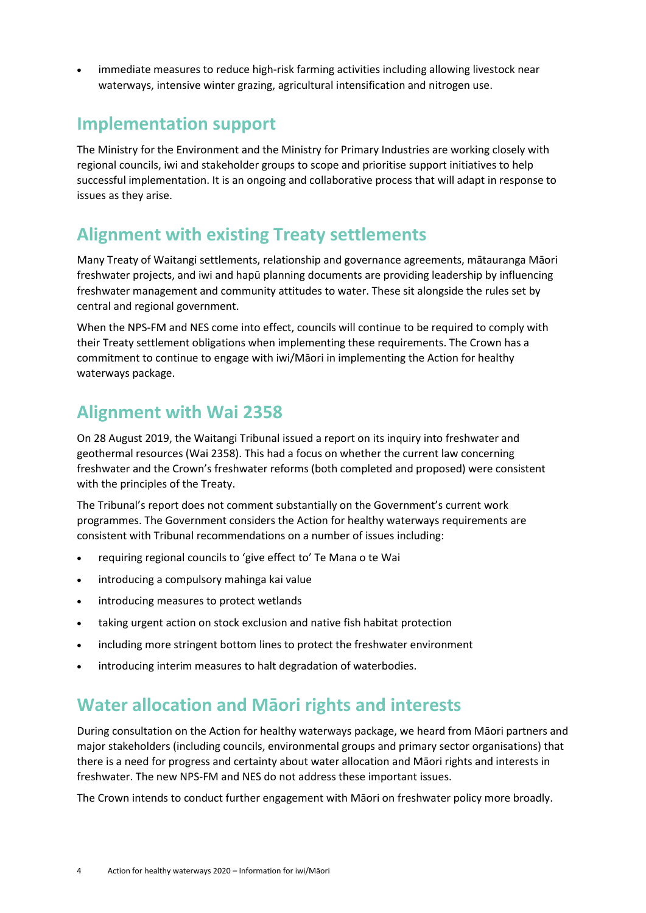- immediate measures to reduce high-risk farming activities including allowing livestock near waterways, intensive winter grazing, agricultural intensification and nitrogen use.

## Implementation support

The Ministry for the Environment and the Ministry for Primary Industries are working closely with regional councils, iwi and stakeholder groups to scope and prioritise support initiatives to help successful implementation. It is an ongoing and collaborative process that will adapt in response to issues as they arise.

## Alignment with existing Treaty settlements

Many Treaty of Waitangi settlements, relationship and governance agreements, mātauranga Māori freshwater projects, and iwi and hapū planning documents are providing leadership by influencing freshwater management and community attitudes to water. These sit alongside the rules set by central and regional government.

When the NPS-FM and NES come into effect, councils will continue to be required to comply with their Treaty settlement obligations when implementing these requirements. The Crown has a commitment to continue to engage with iwi/Māori in implementing the Action for healthy waterways package.

## Alignment with Wai 2358

On 28 August 2019, the Waitangi Tribunal issued a report on its inquiry into freshwater and geothermal resources (Wai 2358). This had a focus on whether the current law concerning freshwater and the Crown's freshwater reforms (both completed and proposed) were consistent with the principles of the Treaty.

The Tribunal's report does not comment substantially on the Government's current work programmes. The Government considers the Action for healthy waterways requirements are consistent with Tribunal recommendations on a number of issues including:

- requiring regional councils to 'give effect to' Te Mana o te Wai
- introducing a compulsory mahinga kai value
- introducing measures to protect wetlands
- taking urgent action on stock exclusion and native fish habitat protection
- including more stringent bottom lines to protect the freshwater environment
- introducing interim measures to halt degradation of waterbodies.

## Water allocation and Māori rights and interests

During consultation on the Action for healthy waterways package, we heard from Māori partners and major stakeholders (including councils, environmental groups and primary sector organisations) that there is a need for progress and certainty about water allocation and Māori rights and interests in freshwater. The new NPS-FM and NES do not address these important issues.

The Crown intends to conduct further engagement with Māori on freshwater policy more broadly.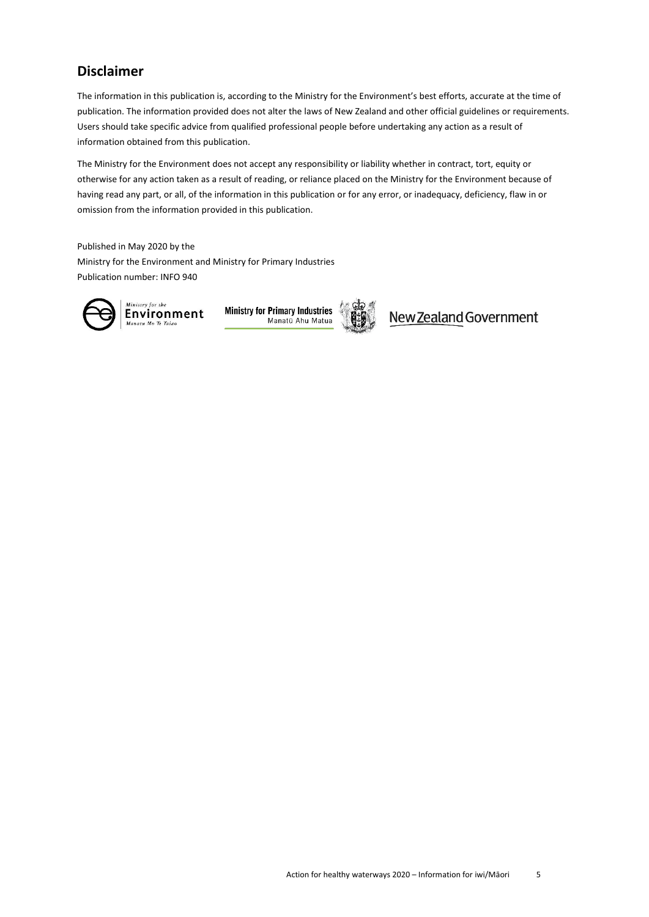## Disclaimer

The information in this publication is, according to the Ministry for the Environment's best efforts, accurate at the time of publication. The information provided does not alter the laws of New Zealand and other official guidelines or requirements. Users should take specific advice from qualified professional people before undertaking any action as a result of information obtained from this publication.

The Ministry for the Environment does not accept any responsibility or liability whether in contract, tort, equity or otherwise for any action taken as a result of reading, or reliance placed on the Ministry for the Environment because of having read any part, or all, of the information in this publication or for any error, or inadequacy, deficiency, flaw in or omission from the information provided in this publication.

Published in May 2020 by the
Ministry for the Environment and Ministry for Primary Industries
Publication number: INFO 940